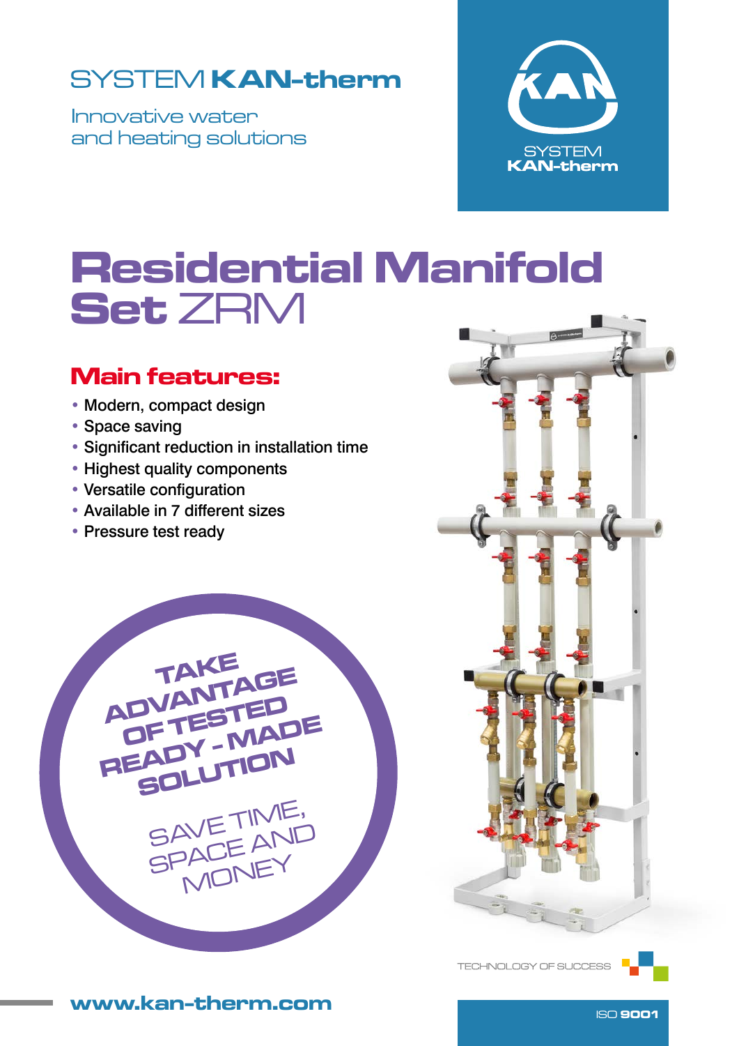SYSTEM **KAN-therm**

Innovative water and heating solutions

SYSTEM **KAN-therm**

# **Residential Manifold Set** ZRM

## Main features:

- Modern, compact design
- Space saving
- Significant reduction in installation time
- Highest quality components
- Versatile configuration
- Available in 7 different sizes
- Pressure test ready

**TAKE ADVANTAGE OF TESTED READY - MADE SOLUTION**

SAVE TIME, SPACE AND MONEY

TECHNOLOGY OF SUCCESS

**www.kan-therm.com**

ISO **9001**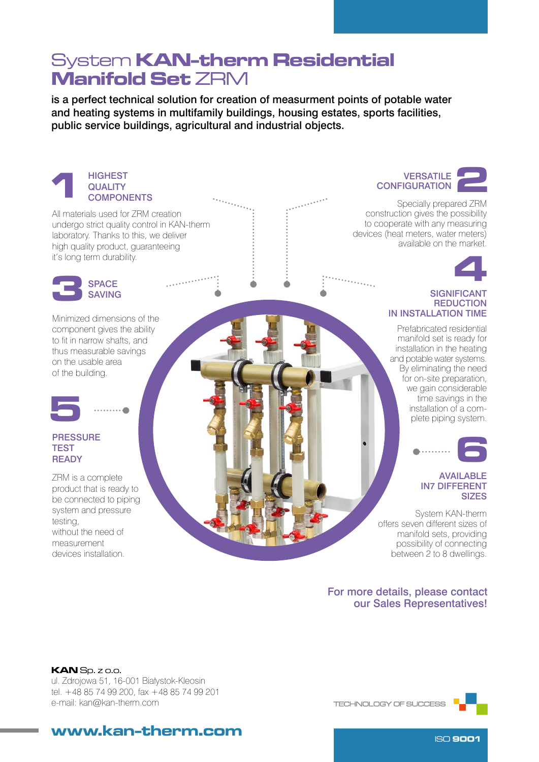# System **KAN-therm Residential Manifold Set** ZRM

**is a perfect technical solution for creation of measurment points of potable water and heating systems in multifamily buildings, housing estates, sports facilities, public service buildings, agricultural and industrial objects.**

## 1 HIGHEST QUALITY COMPONENTS

All materials used for ZRM creation undergo strict quality control in KAN-therm laboratory. Thanks to this, we deliver high quality product, guaranteeing it's long term durability.

## 2 VERSATILE CONFIGURATION

Specially prepared ZRM construction gives the possibility to cooperate with any measuring devices (heat meters, water meters) available on the market.

## 3 SPACE SAVING

Minimized dimensions of the component gives the ability to fit in narrow shafts, and thus measurable savings on the usable area of the building.

## 4 SIGNIFICANT REDUCTION IN INSTALLATION TIME

Prefabricated residential manifold set is ready for installation in the heating and potable water systems. By eliminating the need for on-site preparation, we gain considerable time savings in the installation of a complete piping system.

## 5 PRESSURE TEST READY

ZRM is a complete product that is ready to be connected to piping system and pressure testing, without the need of measurement devices installation.

## 6 AVAILABLE IN7 DIFFERENT SIZES

System KAN-therm offers seven different sizes of manifold sets, providing possibility of connecting between 2 to 8 dwellings.

For more details, please contact our Sales Representatives!

**KAN** Sp. z o.o.
ul. Zdrojowa 51, 16-001 Białystok-Kleosin
tel. +48 85 74 99 200, fax +48 85 74 99 201
e-mail: kan@kan-therm.com

TECHNOLOGY OF SUCCESS

**www.kan-therm.com**

ISO **9001**